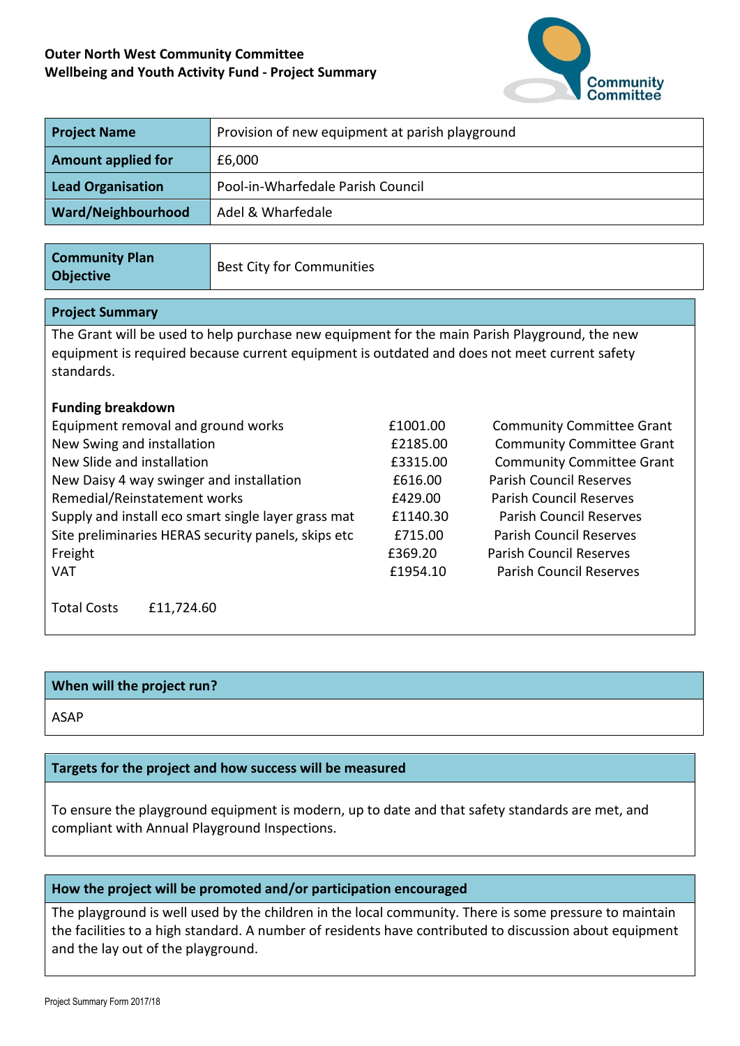**Outer North West Community Committee**
**Wellbeing and Youth Activity Fund - Project Summary**

| **Project Name** | Provision of new equipment at parish playground |
|---|---|
| **Amount applied for** | £6,000 |
| **Lead Organisation** | Pool-in-Wharfedale Parish Council |
| **Ward/Neighbourhood** | Adel & Wharfedale |

| **Community Plan Objective** | Best City for Communities |
|---|---|

## Project Summary

The Grant will be used to help purchase new equipment for the main Parish Playground, the new equipment is required because current equipment is outdated and does not meet current safety standards.

**Funding breakdown**

| | | |
|---|---|---|
| Equipment removal and ground works | £1001.00 | Community Committee Grant |
| New Swing and installation | £2185.00 | Community Committee Grant |
| New Slide and installation | £3315.00 | Community Committee Grant |
| New Daisy 4 way swinger and installation | £616.00 | Parish Council Reserves |
| Remedial/Reinstatement works | £429.00 | Parish Council Reserves |
| Supply and install eco smart single layer grass mat | £1140.30 | Parish Council Reserves |
| Site preliminaries HERAS security panels, skips etc | £715.00 | Parish Council Reserves |
| Freight | £369.20 | Parish Council Reserves |
| VAT | £1954.10 | Parish Council Reserves |

Total Costs £11,724.60

## When will the project run?

ASAP

## Targets for the project and how success will be measured

To ensure the playground equipment is modern, up to date and that safety standards are met, and compliant with Annual Playground Inspections.

## How the project will be promoted and/or participation encouraged

The playground is well used by the children in the local community. There is some pressure to maintain the facilities to a high standard. A number of residents have contributed to discussion about equipment and the lay out of the playground.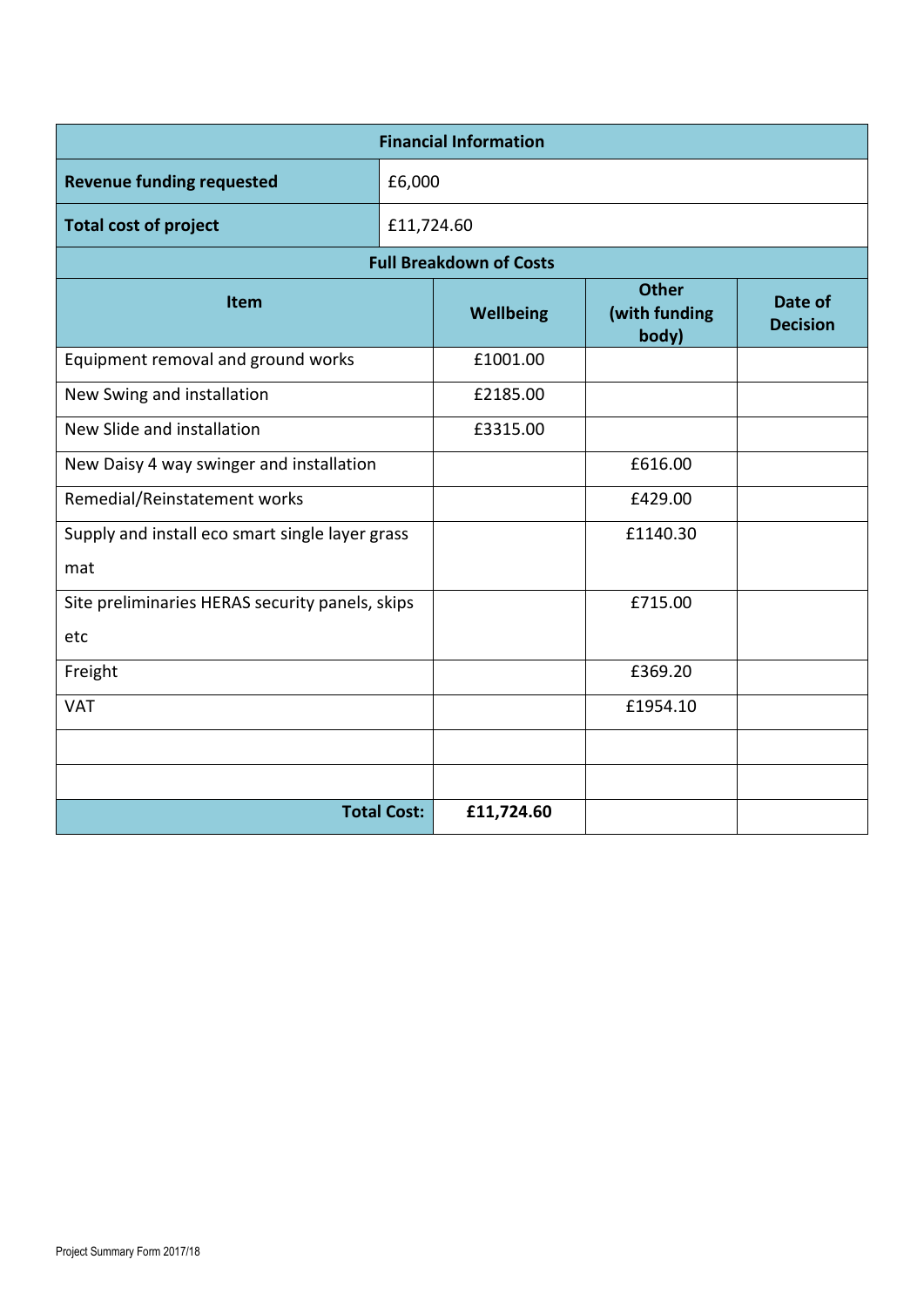| Financial Information | |
|---|---|
| **Revenue funding requested** | £6,000 |
| **Total cost of project** | £11,724.60 |

**Full Breakdown of Costs**

| Item | Wellbeing | Other (with funding body) | Date of Decision |
|---|---|---|---|
| Equipment removal and ground works | £1001.00 | | |
| New Swing and installation | £2185.00 | | |
| New Slide and installation | £3315.00 | | |
| New Daisy 4 way swinger and installation | | £616.00 | |
| Remedial/Reinstatement works | | £429.00 | |
| Supply and install eco smart single layer grass mat | | £1140.30 | |
| Site preliminaries HERAS security panels, skips etc | | £715.00 | |
| Freight | | £369.20 | |
| VAT | | £1954.10 | |
| | | | |
| | | | |
| **Total Cost:** | **£11,724.60** | | |